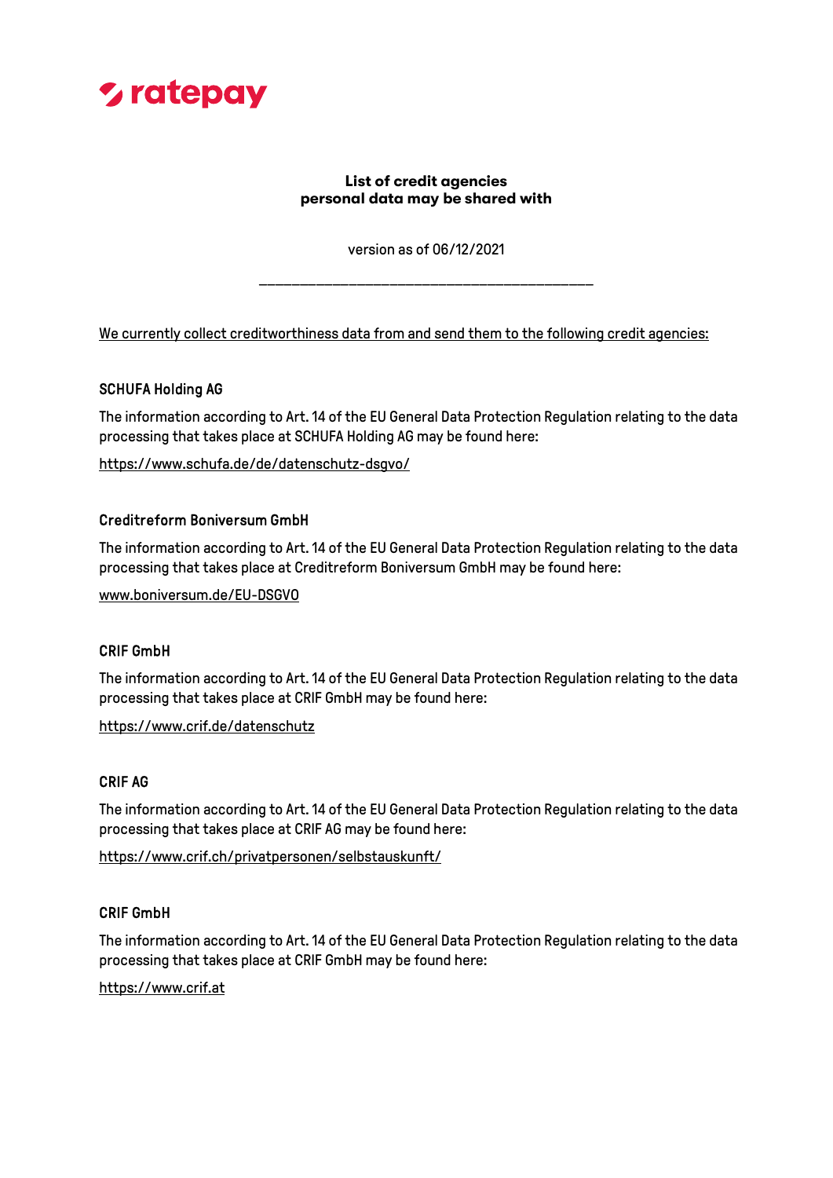ratepay

**List of credit agencies**
**personal data may be shared with**

version as of 06/12/2021

---

We currently collect creditworthiness data from and send them to the following credit agencies:

### SCHUFA Holding AG

The information according to Art. 14 of the EU General Data Protection Regulation relating to the data processing that takes place at SCHUFA Holding AG may be found here:

https://www.schufa.de/de/datenschutz-dsgvo/

### Creditreform Boniversum GmbH

The information according to Art. 14 of the EU General Data Protection Regulation relating to the data processing that takes place at Creditreform Boniversum GmbH may be found here:

www.boniversum.de/EU-DSGVO

### CRIF GmbH

The information according to Art. 14 of the EU General Data Protection Regulation relating to the data processing that takes place at CRIF GmbH may be found here:

https://www.crif.de/datenschutz

### CRIF AG

The information according to Art. 14 of the EU General Data Protection Regulation relating to the data processing that takes place at CRIF AG may be found here:

https://www.crif.ch/privatpersonen/selbstauskunft/

### CRIF GmbH

The information according to Art. 14 of the EU General Data Protection Regulation relating to the data processing that takes place at CRIF GmbH may be found here:

https://www.crif.at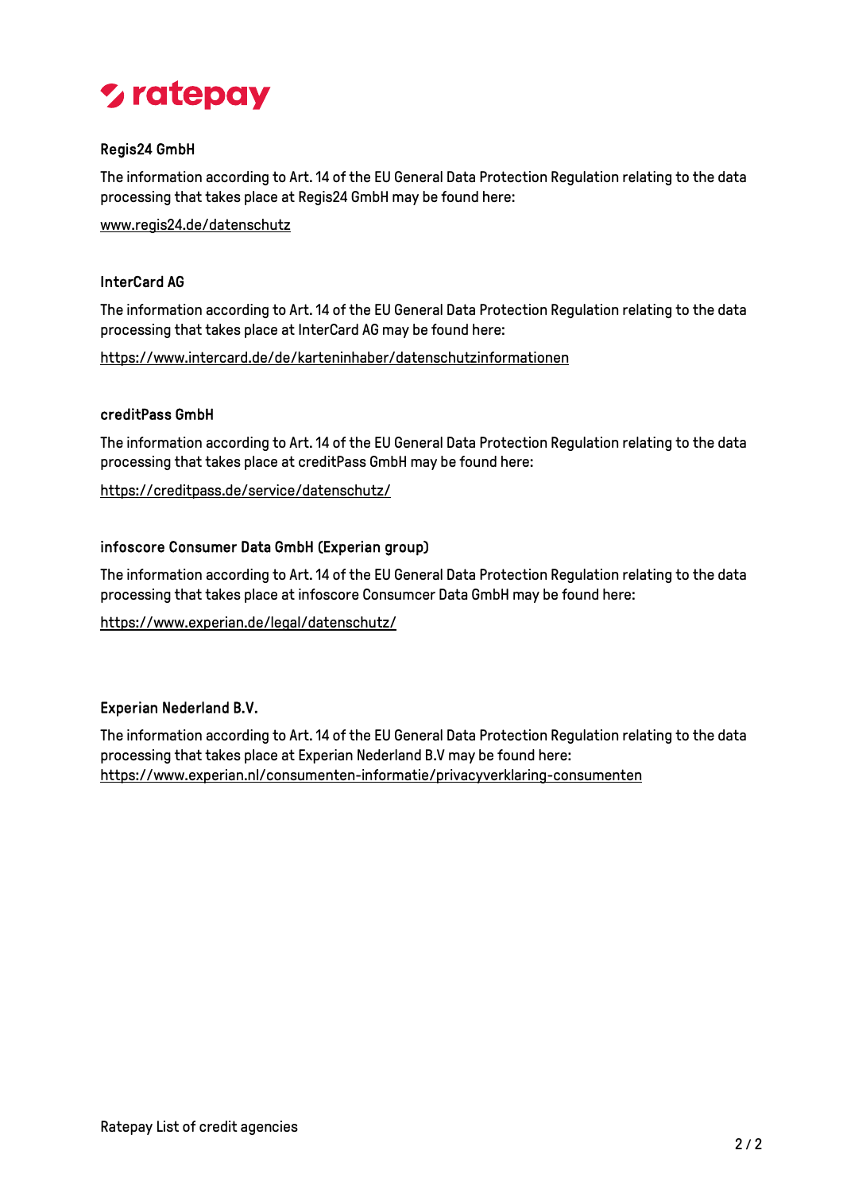### Regis24 GmbH

The information according to Art. 14 of the EU General Data Protection Regulation relating to the data processing that takes place at Regis24 GmbH may be found here:

www.regis24.de/datenschutz

### InterCard AG

The information according to Art. 14 of the EU General Data Protection Regulation relating to the data processing that takes place at InterCard AG may be found here:

https://www.intercard.de/de/karteninhaber/datenschutzinformationen

### creditPass GmbH

The information according to Art. 14 of the EU General Data Protection Regulation relating to the data processing that takes place at creditPass GmbH may be found here:

https://creditpass.de/service/datenschutz/

### infoscore Consumer Data GmbH (Experian group)

The information according to Art. 14 of the EU General Data Protection Regulation relating to the data processing that takes place at infoscore Consumcer Data GmbH may be found here:

https://www.experian.de/legal/datenschutz/

### Experian Nederland B.V.

The information according to Art. 14 of the EU General Data Protection Regulation relating to the data processing that takes place at Experian Nederland B.V may be found here:
https://www.experian.nl/consumenten-informatie/privacyverklaring-consumenten